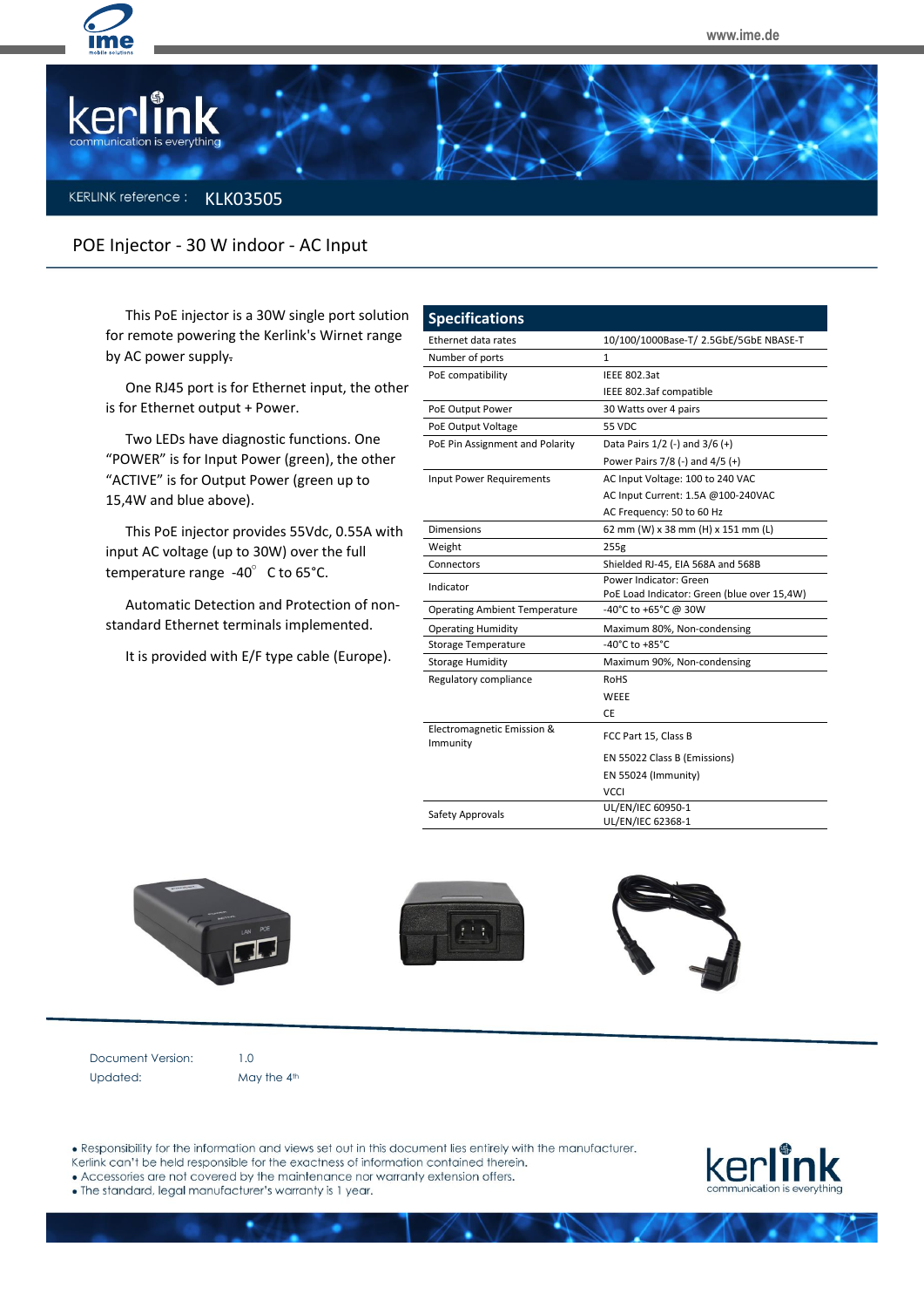KERLINK reference : KLK03505

# POE Injector - 30 W indoor - AC Input

This PoE injector is a 30W single port solution for remote powering the Kerlink's Wirnet range by AC power supply.

One RJ45 port is for Ethernet input, the other is for Ethernet output + Power.

Two LEDs have diagnostic functions. One "POWER" is for Input Power (green), the other "ACTIVE" is for Output Power (green up to 15,4W and blue above).

This PoE injector provides 55Vdc, 0.55A with input AC voltage (up to 30W) over the full temperature range -40° C to 65°C.

Automatic Detection and Protection of non-standard Ethernet terminals implemented.

It is provided with E/F type cable (Europe).

## Specifications

| Specifications | |
|---|---|
| Ethernet data rates | 10/100/1000Base-T/ 2.5GbE/5GbE NBASE-T |
| Number of ports | 1 |
| PoE compatibility | IEEE 802.3at<br>IEEE 802.3af compatible |
| PoE Output Power | 30 Watts over 4 pairs |
| PoE Output Voltage | 55 VDC |
| PoE Pin Assignment and Polarity | Data Pairs 1/2 (-) and 3/6 (+)<br>Power Pairs 7/8 (-) and 4/5 (+) |
| Input Power Requirements | AC Input Voltage: 100 to 240 VAC<br>AC Input Current: 1.5A @100-240VAC<br>AC Frequency: 50 to 60 Hz |
| Dimensions | 62 mm (W) x 38 mm (H) x 151 mm (L) |
| Weight | 255g |
| Connectors | Shielded RJ-45, EIA 568A and 568B |
| Indicator | Power Indicator: Green<br>PoE Load Indicator: Green (blue over 15,4W) |
| Operating Ambient Temperature | -40°C to +65°C @ 30W |
| Operating Humidity | Maximum 80%, Non-condensing |
| Storage Temperature | -40°C to +85°C |
| Storage Humidity | Maximum 90%, Non-condensing |
| Regulatory compliance | RoHS<br>WEEE<br>CE |
| Electromagnetic Emission & Immunity | FCC Part 15, Class B<br>EN 55022 Class B (Emissions)<br>EN 55024 (Immunity)<br>VCCI |
| Safety Approvals | UL/EN/IEC 60950-1<br>UL/EN/IEC 62368-1 |

Document Version: 1.0

Updated: May the 4th

- Responsibility for the information and views set out in this document lies entirely with the manufacturer. Kerlink can't be held responsible for the exactness of information contained therein.
- Accessories are not covered by the maintenance nor warranty extension offers.
- The standard, legal manufacturer's warranty is 1 year.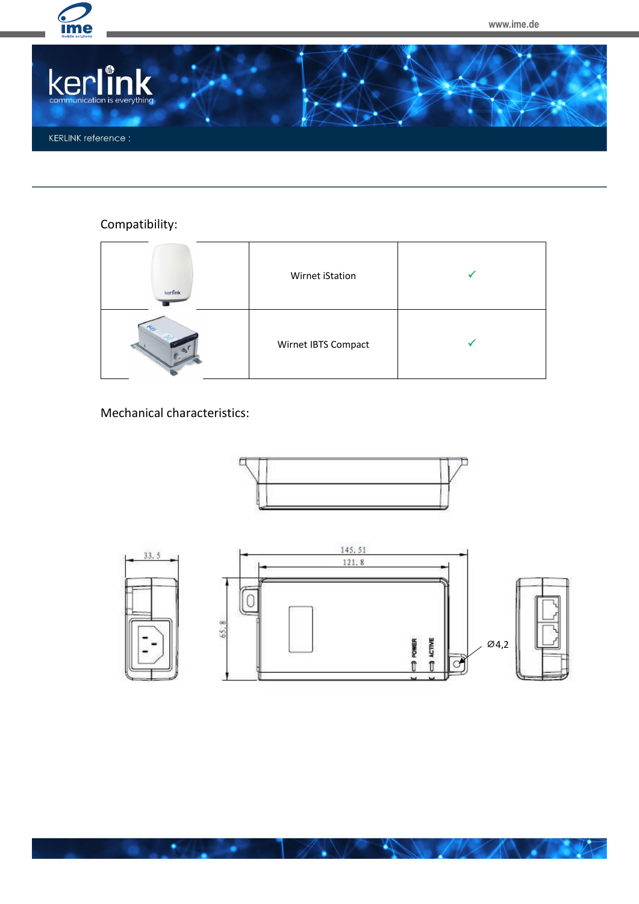KERLINK reference :

Compatibility:

| | | |
|---|---|---|
| | Wirnet iStation | ✓ |
| | Wirnet IBTS Compact | ✓ |

Mechanical characteristics:

33.5

145.51

121.8

65.8

POWER

ACTIVE

Ø4,2